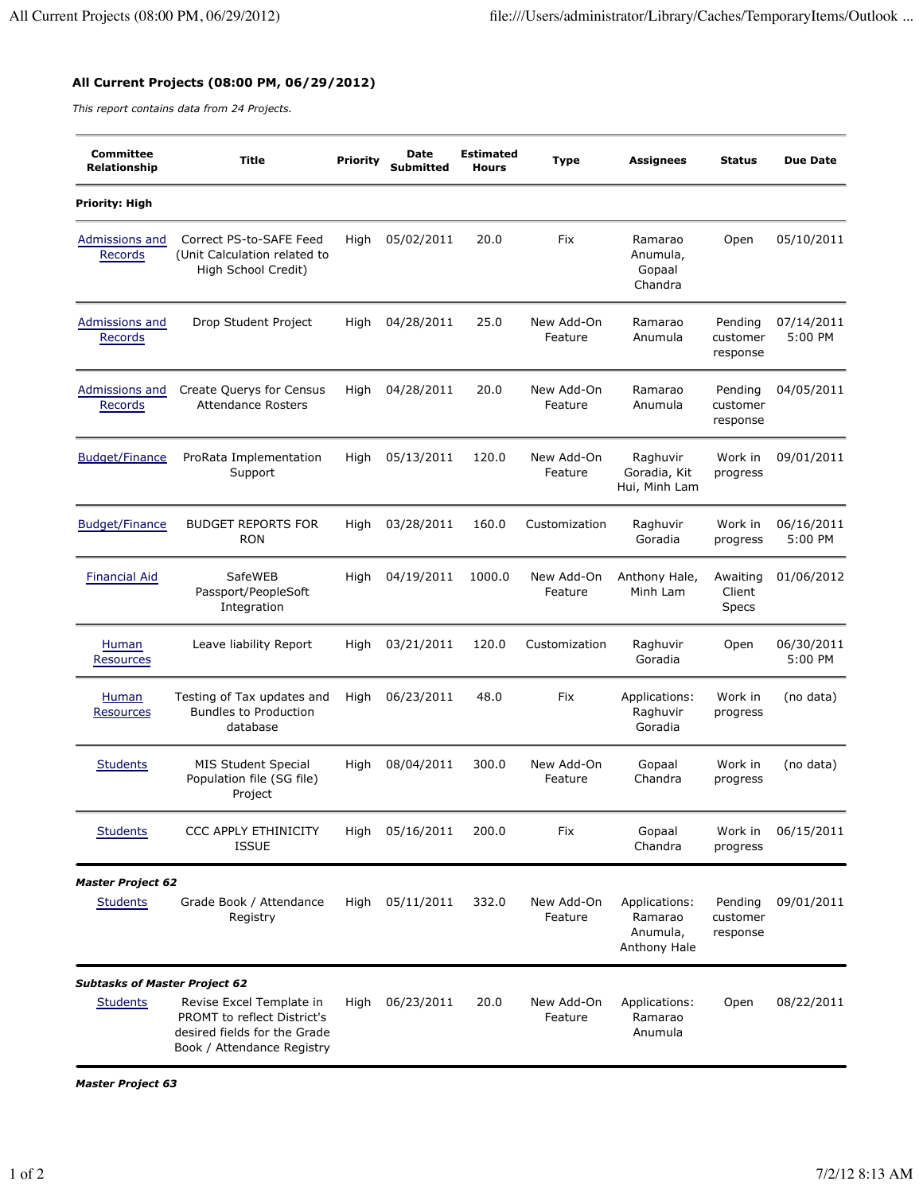## All Current Projects (08:00 PM, 06/29/2012)

*This report contains data from 24 Projects.*

| Committee Relationship | Title | Priority | Date Submitted | Estimated Hours | Type | Assignees | Status | Due Date |
|---|---|---|---|---|---|---|---|---|
| **Priority: High** | | | | | | | | |
| Admissions and Records | Correct PS-to-SAFE Feed (Unit Calculation related to High School Credit) | High | 05/02/2011 | 20.0 | Fix | Ramarao Anumula, Gopaal Chandra | Open | 05/10/2011 |
| Admissions and Records | Drop Student Project | High | 04/28/2011 | 25.0 | New Add-On Feature | Ramarao Anumula | Pending customer response | 07/14/2011 5:00 PM |
| Admissions and Records | Create Querys for Census Attendance Rosters | High | 04/28/2011 | 20.0 | New Add-On Feature | Ramarao Anumula | Pending customer response | 04/05/2011 |
| Budget/Finance | ProRata Implementation Support | High | 05/13/2011 | 120.0 | New Add-On Feature | Raghuvir Goradia, Kit Hui, Minh Lam | Work in progress | 09/01/2011 |
| Budget/Finance | BUDGET REPORTS FOR RON | High | 03/28/2011 | 160.0 | Customization | Raghuvir Goradia | Work in progress | 06/16/2011 5:00 PM |
| Financial Aid | SafeWEB Passport/PeopleSoft Integration | High | 04/19/2011 | 1000.0 | New Add-On Feature | Anthony Hale, Minh Lam | Awaiting Client Specs | 01/06/2012 |
| Human Resources | Leave liability Report | High | 03/21/2011 | 120.0 | Customization | Raghuvir Goradia | Open | 06/30/2011 5:00 PM |
| Human Resources | Testing of Tax updates and Bundles to Production database | High | 06/23/2011 | 48.0 | Fix | Applications: Raghuvir Goradia | Work in progress | (no data) |
| Students | MIS Student Special Population file (SG file) Project | High | 08/04/2011 | 300.0 | New Add-On Feature | Gopaal Chandra | Work in progress | (no data) |
| Students | CCC APPLY ETHINICITY ISSUE | High | 05/16/2011 | 200.0 | Fix | Gopaal Chandra | Work in progress | 06/15/2011 |
| ***Master Project 62*** | | | | | | | | |
| Students | Grade Book / Attendance Registry | High | 05/11/2011 | 332.0 | New Add-On Feature | Applications: Ramarao Anumula, Anthony Hale | Pending customer response | 09/01/2011 |
| ***Subtasks of Master Project 62*** | | | | | | | | |
| Students | Revise Excel Template in PROMT to reflect District's desired fields for the Grade Book / Attendance Registry | High | 06/23/2011 | 20.0 | New Add-On Feature | Applications: Ramarao Anumula | Open | 08/22/2011 |
| ***Master Project 63*** | | | | | | | | |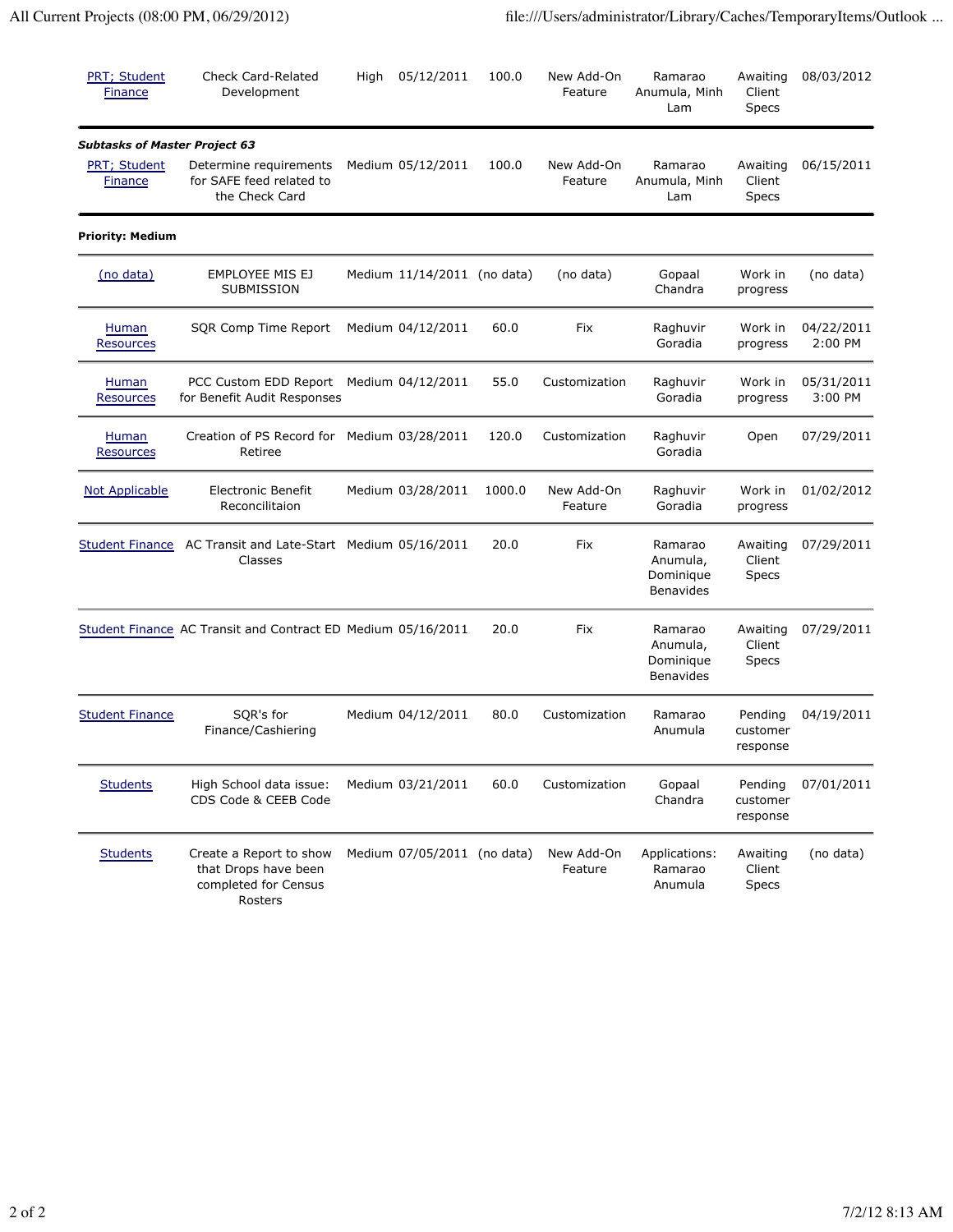| | | | | | | | | |
|---|---|---|---|---|---|---|---|---|
| PRT; Student Finance | Check Card-Related Development | High | 05/12/2011 | 100.0 | New Add-On Feature | Ramarao Anumula, Minh Lam | Awaiting Client Specs | 08/03/2012 |

***Subtasks of Master Project 63***

| | | | | | | | | |
|---|---|---|---|---|---|---|---|---|
| PRT; Student Finance | Determine requirements for SAFE feed related to the Check Card | Medium | 05/12/2011 | 100.0 | New Add-On Feature | Ramarao Anumula, Minh Lam | Awaiting Client Specs | 06/15/2011 |

**Priority: Medium**

| | | | | | | | | |
|---|---|---|---|---|---|---|---|---|
| (no data) | EMPLOYEE MIS EJ SUBMISSION | Medium | 11/14/2011 | (no data) | (no data) | Gopaal Chandra | Work in progress | (no data) |
| Human Resources | SQR Comp Time Report | Medium | 04/12/2011 | 60.0 | Fix | Raghuvir Goradia | Work in progress | 04/22/2011 2:00 PM |
| Human Resources | PCC Custom EDD Report for Benefit Audit Responses | Medium | 04/12/2011 | 55.0 | Customization | Raghuvir Goradia | Work in progress | 05/31/2011 3:00 PM |
| Human Resources | Creation of PS Record for Retiree | Medium | 03/28/2011 | 120.0 | Customization | Raghuvir Goradia | Open | 07/29/2011 |
| Not Applicable | Electronic Benefit Reconcilitaion | Medium | 03/28/2011 | 1000.0 | New Add-On Feature | Raghuvir Goradia | Work in progress | 01/02/2012 |
| Student Finance | AC Transit and Late-Start Classes | Medium | 05/16/2011 | 20.0 | Fix | Ramarao Anumula, Dominique Benavides | Awaiting Client Specs | 07/29/2011 |
| Student Finance | AC Transit and Contract ED | Medium | 05/16/2011 | 20.0 | Fix | Ramarao Anumula, Dominique Benavides | Awaiting Client Specs | 07/29/2011 |
| Student Finance | SQR's for Finance/Cashiering | Medium | 04/12/2011 | 80.0 | Customization | Ramarao Anumula | Pending customer response | 04/19/2011 |
| Students | High School data issue: CDS Code & CEEB Code | Medium | 03/21/2011 | 60.0 | Customization | Gopaal Chandra | Pending customer response | 07/01/2011 |
| Students | Create a Report to show that Drops have been completed for Census Rosters | Medium | 07/05/2011 | (no data) | New Add-On Feature | Applications: Ramarao Anumula | Awaiting Client Specs | (no data) |